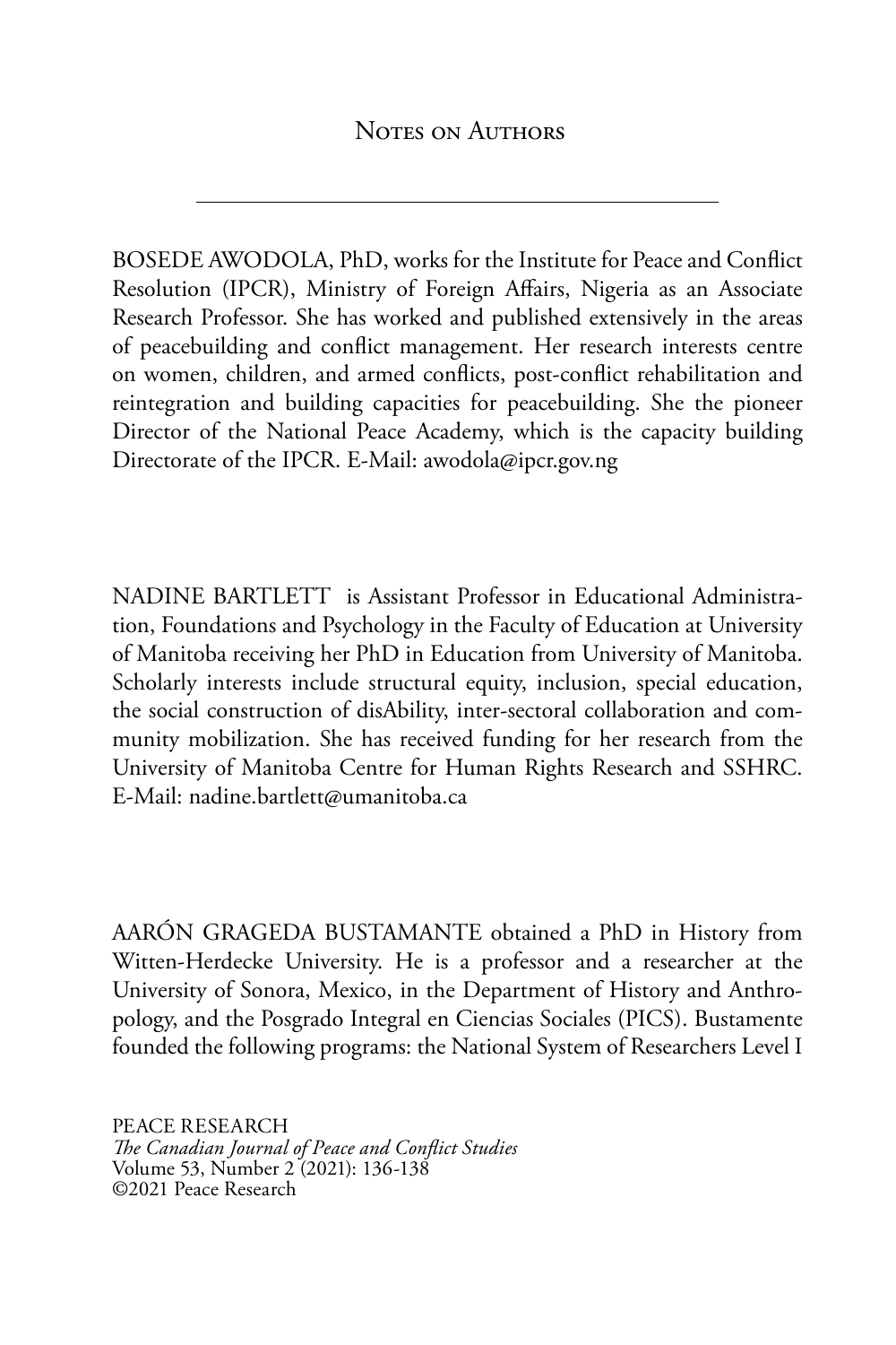# Notes on Authors

BOSEDE AWODOLA, PhD, works for the Institute for Peace and Conflict Resolution (IPCR), Ministry of Foreign Affairs, Nigeria as an Associate Research Professor. She has worked and published extensively in the areas of peacebuilding and conflict management. Her research interests centre on women, children, and armed conflicts, post-conflict rehabilitation and reintegration and building capacities for peacebuilding. She the pioneer Director of the National Peace Academy, which is the capacity building Directorate of the IPCR. E-Mail: awodola@ipcr.gov.ng

NADINE BARTLETT is Assistant Professor in Educational Administration, Foundations and Psychology in the Faculty of Education at University of Manitoba receiving her PhD in Education from University of Manitoba. Scholarly interests include structural equity, inclusion, special education, the social construction of disAbility, inter-sectoral collaboration and community mobilization. She has received funding for her research from the University of Manitoba Centre for Human Rights Research and SSHRC. E-Mail: nadine.bartlett@umanitoba.ca

AARÓN GRAGEDA BUSTAMANTE obtained a PhD in History from Witten-Herdecke University. He is a professor and a researcher at the University of Sonora, Mexico, in the Department of History and Anthropology, and the Posgrado Integral en Ciencias Sociales (PICS). Bustamente founded the following programs: the National System of Researchers Level I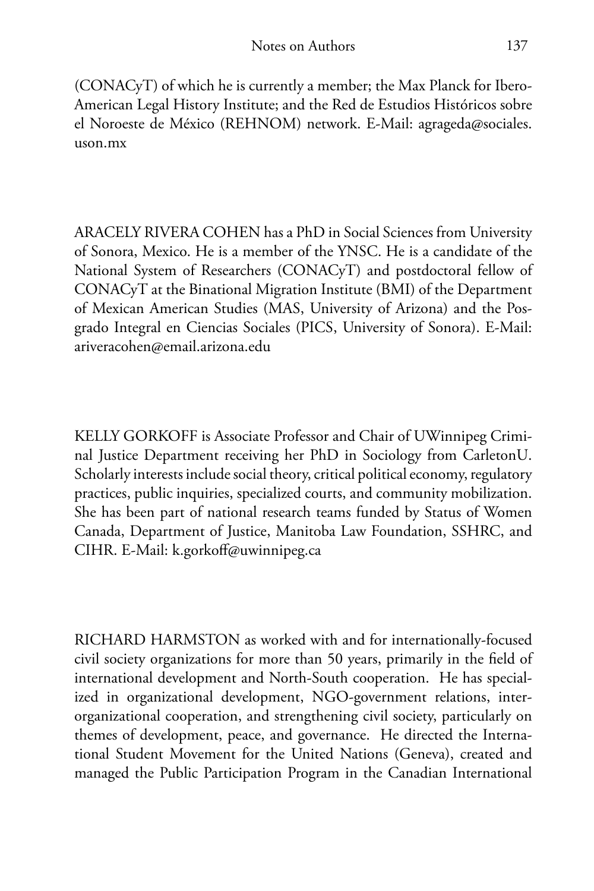(CONACyT) of which he is currently a member; the Max Planck for Ibero-American Legal History Institute; and the Red de Estudios Históricos sobre el Noroeste de México (REHNOM) network. E-Mail: agrageda@sociales.uson.mx

ARACELY RIVERA COHEN has a PhD in Social Sciences from University of Sonora, Mexico. He is a member of the YNSC. He is a candidate of the National System of Researchers (CONACyT) and postdoctoral fellow of CONACyT at the Binational Migration Institute (BMI) of the Department of Mexican American Studies (MAS, University of Arizona) and the Posgrado Integral en Ciencias Sociales (PICS, University of Sonora). E-Mail: ariveracohen@email.arizona.edu

KELLY GORKOFF is Associate Professor and Chair of UWinnipeg Criminal Justice Department receiving her PhD in Sociology from CarletonU. Scholarly interests include social theory, critical political economy, regulatory practices, public inquiries, specialized courts, and community mobilization. She has been part of national research teams funded by Status of Women Canada, Department of Justice, Manitoba Law Foundation, SSHRC, and CIHR. E-Mail: k.gorkoff@uwinnipeg.ca

RICHARD HARMSTON as worked with and for internationally-focused civil society organizations for more than 50 years, primarily in the field of international development and North-South cooperation. He has specialized in organizational development, NGO-government relations, inter-organizational cooperation, and strengthening civil society, particularly on themes of development, peace, and governance. He directed the International Student Movement for the United Nations (Geneva), created and managed the Public Participation Program in the Canadian International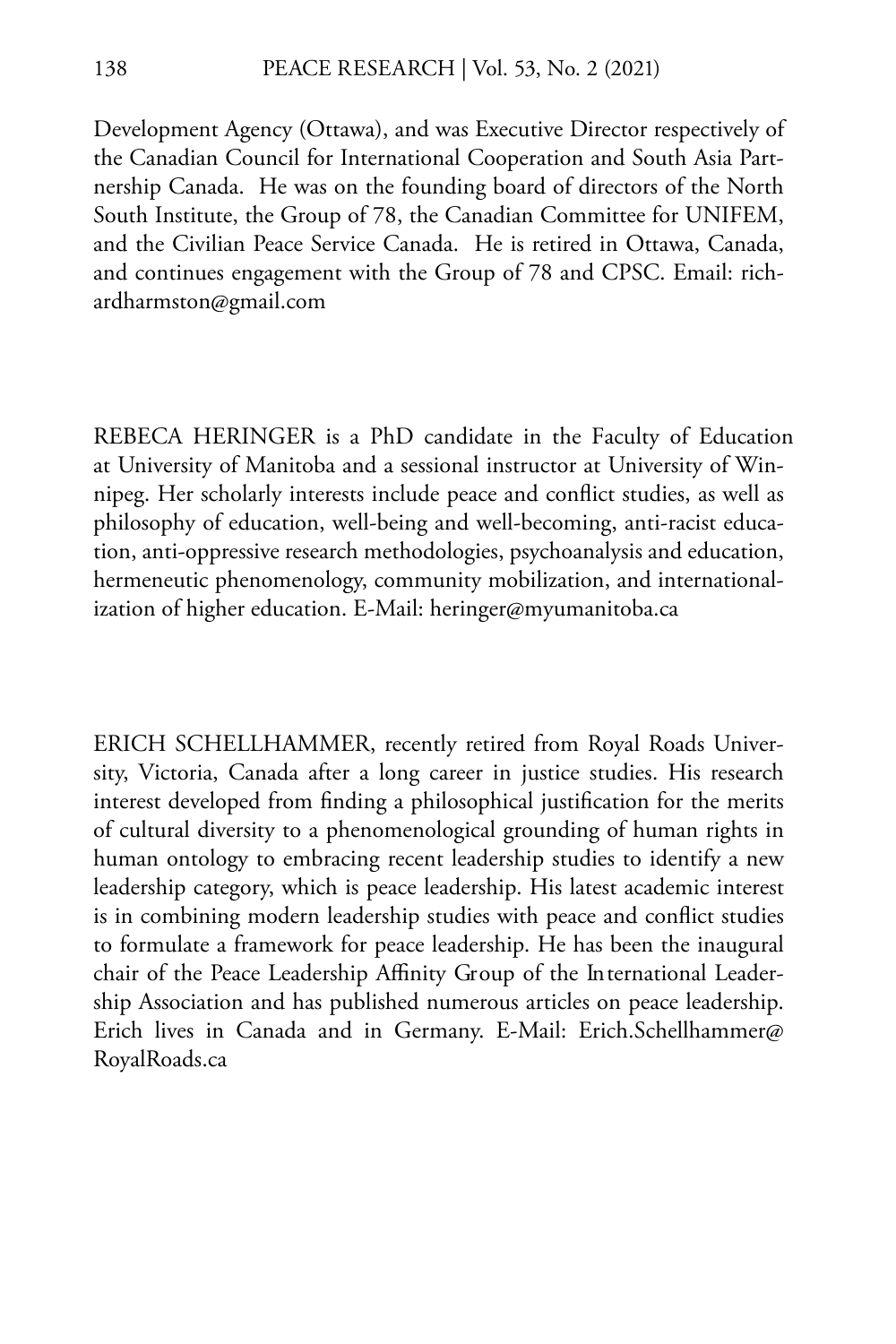Development Agency (Ottawa), and was Executive Director respectively of the Canadian Council for International Cooperation and South Asia Partnership Canada. He was on the founding board of directors of the North South Institute, the Group of 78, the Canadian Committee for UNIFEM, and the Civilian Peace Service Canada. He is retired in Ottawa, Canada, and continues engagement with the Group of 78 and CPSC. Email: richardharmston@gmail.com

REBECA HERINGER is a PhD candidate in the Faculty of Education at University of Manitoba and a sessional instructor at University of Winnipeg. Her scholarly interests include peace and conflict studies, as well as philosophy of education, well-being and well-becoming, anti-racist education, anti-oppressive research methodologies, psychoanalysis and education, hermeneutic phenomenology, community mobilization, and internationalization of higher education. E-Mail: heringer@myumanitoba.ca

ERICH SCHELLHAMMER, recently retired from Royal Roads University, Victoria, Canada after a long career in justice studies. His research interest developed from finding a philosophical justification for the merits of cultural diversity to a phenomenological grounding of human rights in human ontology to embracing recent leadership studies to identify a new leadership category, which is peace leadership. His latest academic interest is in combining modern leadership studies with peace and conflict studies to formulate a framework for peace leadership. He has been the inaugural chair of the Peace Leadership Affinity Group of the International Leadership Association and has published numerous articles on peace leadership. Erich lives in Canada and in Germany. E-Mail: Erich.Schellhammer@RoyalRoads.ca